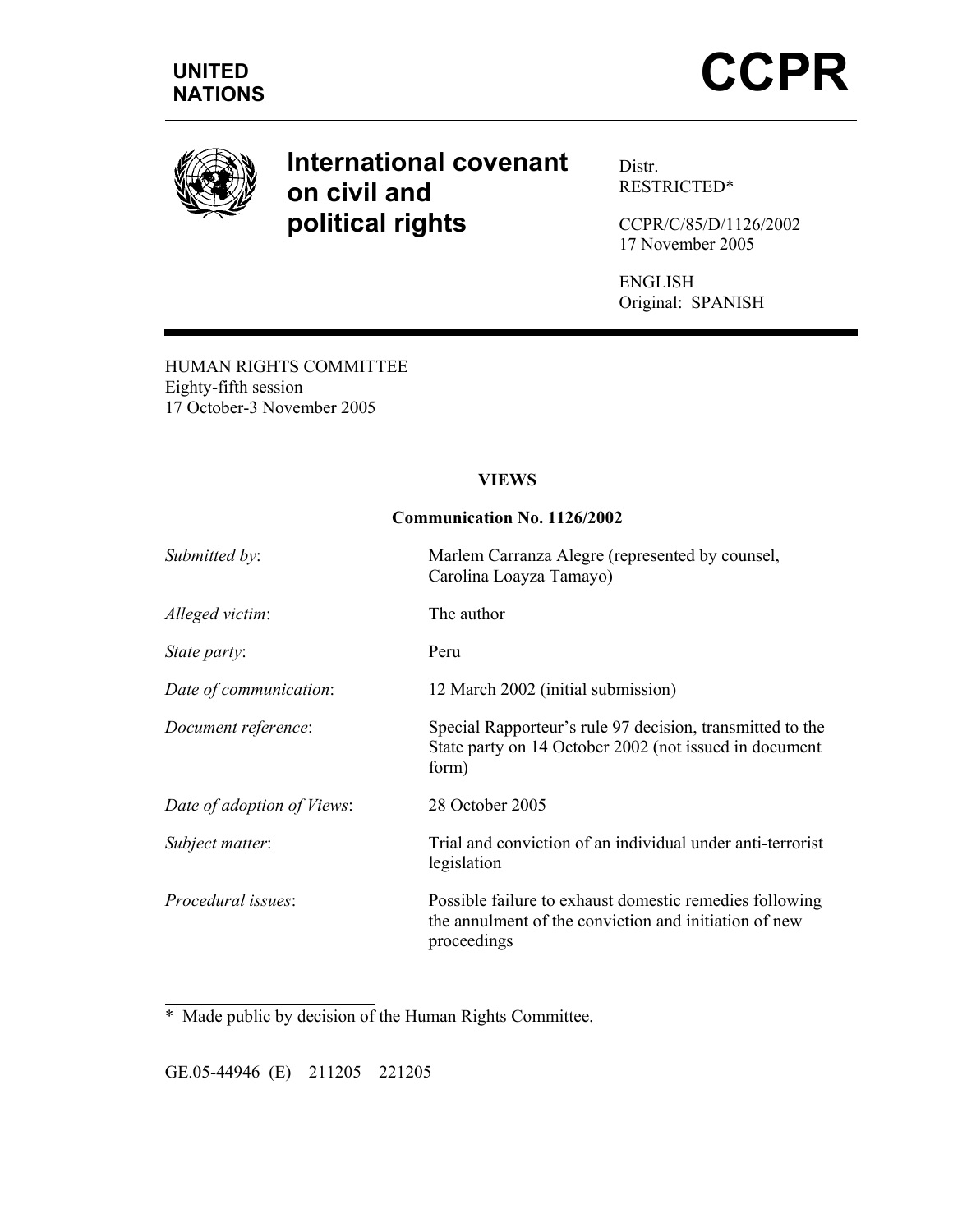UNITED NATIONS

# CCPR

## International covenant on civil and political rights

Distr.
RESTRICTED*

CCPR/C/85/D/1126/2002
17 November 2005

ENGLISH
Original: SPANISH

HUMAN RIGHTS COMMITTEE
Eighty-fifth session
17 October-3 November 2005

**VIEWS**

**Communication No. 1126/2002**

| | |
|---|---|
| *Submitted by*: | Marlem Carranza Alegre (represented by counsel, Carolina Loayza Tamayo) |
| *Alleged victim*: | The author |
| *State party*: | Peru |
| *Date of communication*: | 12 March 2002 (initial submission) |
| *Document reference*: | Special Rapporteur's rule 97 decision, transmitted to the State party on 14 October 2002 (not issued in document form) |
| *Date of adoption of Views*: | 28 October 2005 |
| *Subject matter*: | Trial and conviction of an individual under anti-terrorist legislation |
| *Procedural issues*: | Possible failure to exhaust domestic remedies following the annulment of the conviction and initiation of new proceedings |

\* Made public by decision of the Human Rights Committee.

GE.05-44946 (E) 211205 221205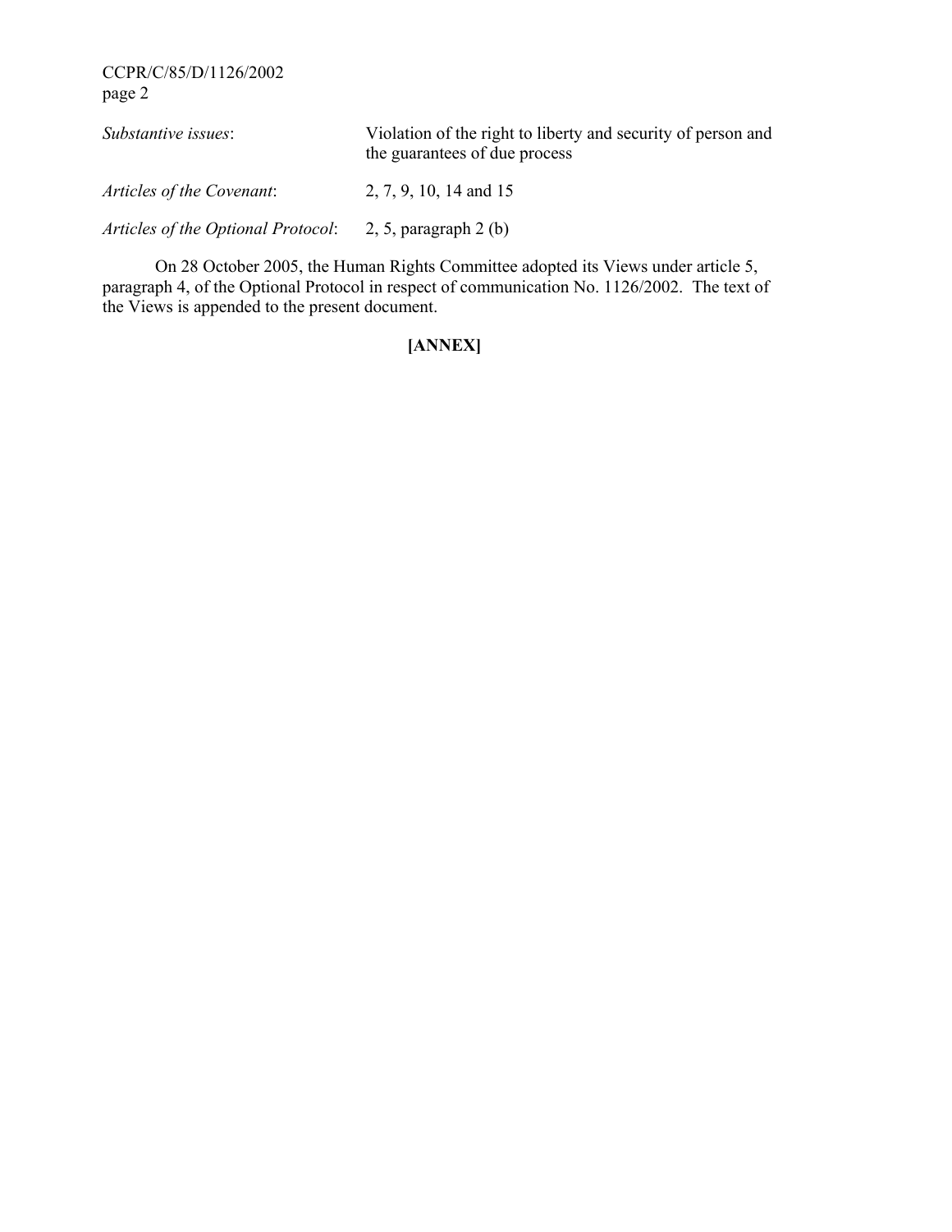*Substantive issues*: Violation of the right to liberty and security of person and the guarantees of due process

*Articles of the Covenant*: 2, 7, 9, 10, 14 and 15

*Articles of the Optional Protocol*: 2, 5, paragraph 2 (b)

On 28 October 2005, the Human Rights Committee adopted its Views under article 5, paragraph 4, of the Optional Protocol in respect of communication No. 1126/2002. The text of the Views is appended to the present document.

**[ANNEX]**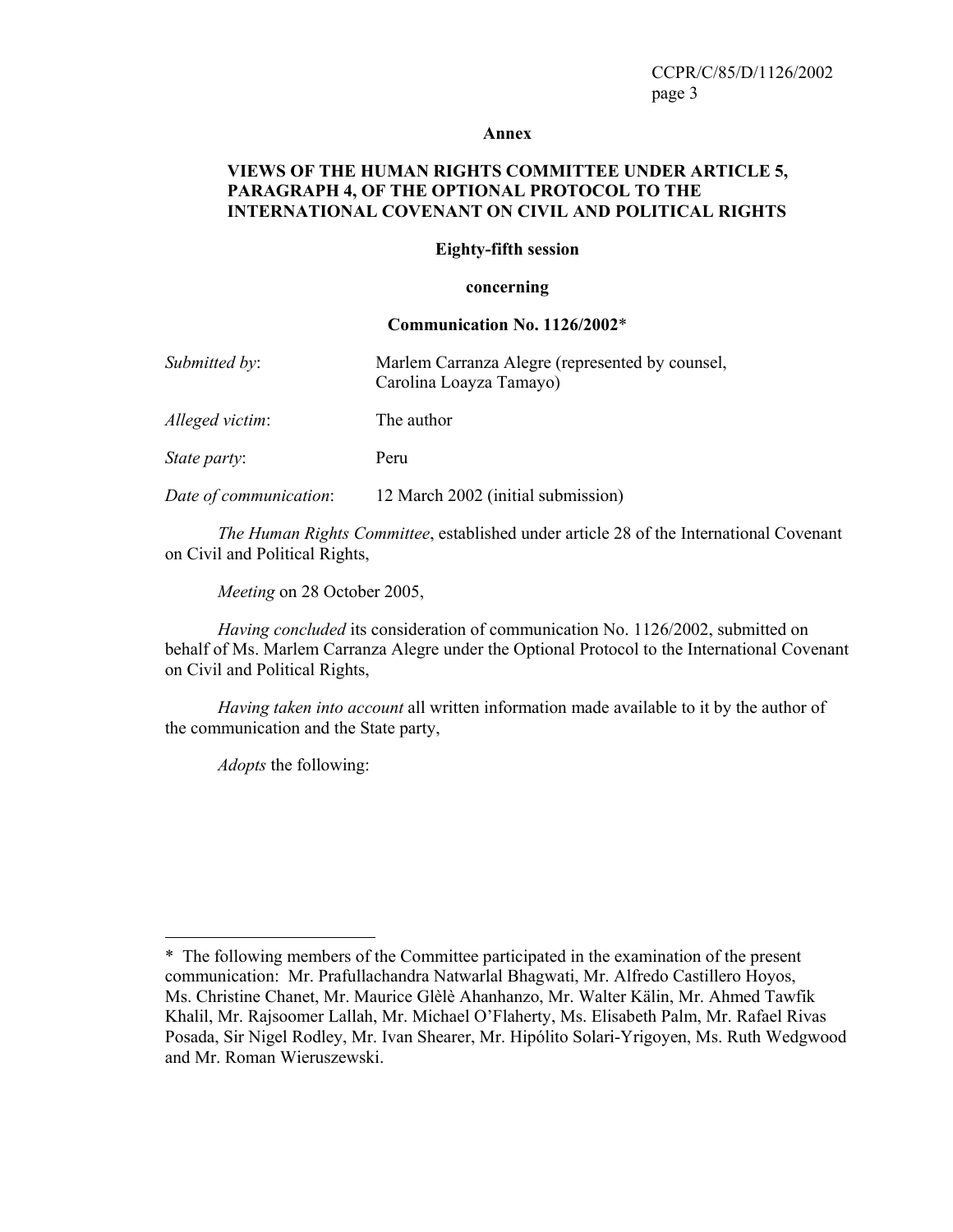**Annex**

**VIEWS OF THE HUMAN RIGHTS COMMITTEE UNDER ARTICLE 5, PARAGRAPH 4, OF THE OPTIONAL PROTOCOL TO THE INTERNATIONAL COVENANT ON CIVIL AND POLITICAL RIGHTS**

**Eighty-fifth session**

**concerning**

**Communication No. 1126/2002***

*Submitted by*: Marlem Carranza Alegre (represented by counsel, Carolina Loayza Tamayo)

*Alleged victim*: The author

*State party*: Peru

*Date of communication*: 12 March 2002 (initial submission)

*The Human Rights Committee*, established under article 28 of the International Covenant on Civil and Political Rights,

*Meeting* on 28 October 2005,

*Having concluded* its consideration of communication No. 1126/2002, submitted on behalf of Ms. Marlem Carranza Alegre under the Optional Protocol to the International Covenant on Civil and Political Rights,

*Having taken into account* all written information made available to it by the author of the communication and the State party,

*Adopts* the following:

---

\* The following members of the Committee participated in the examination of the present communication: Mr. Prafullachandra Natwarlal Bhagwati, Mr. Alfredo Castillero Hoyos, Ms. Christine Chanet, Mr. Maurice Glèlè Ahanhanzo, Mr. Walter Kälin, Mr. Ahmed Tawfik Khalil, Mr. Rajsoomer Lallah, Mr. Michael O'Flaherty, Ms. Elisabeth Palm, Mr. Rafael Rivas Posada, Sir Nigel Rodley, Mr. Ivan Shearer, Mr. Hipólito Solari-Yrigoyen, Ms. Ruth Wedgwood and Mr. Roman Wieruszewski.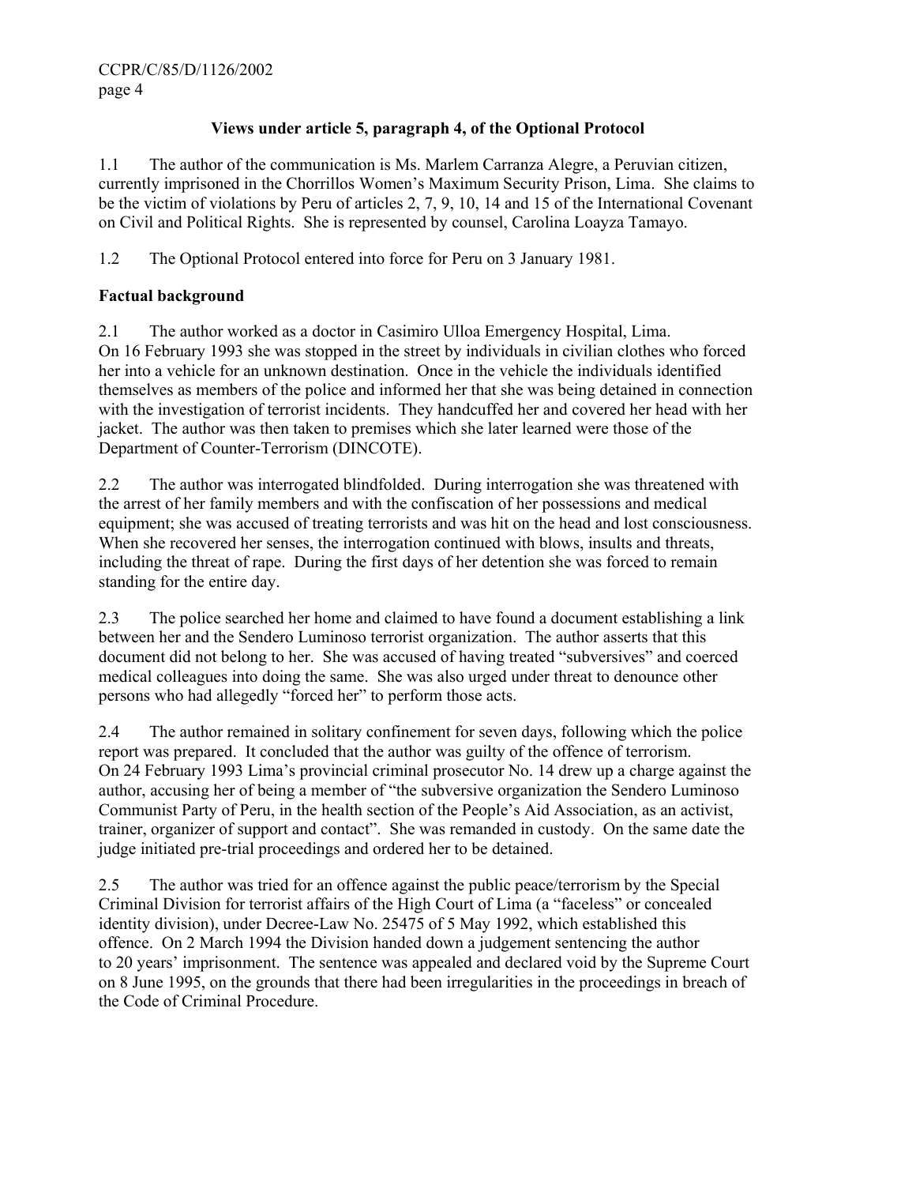## Views under article 5, paragraph 4, of the Optional Protocol

1.1 The author of the communication is Ms. Marlem Carranza Alegre, a Peruvian citizen, currently imprisoned in the Chorrillos Women's Maximum Security Prison, Lima. She claims to be the victim of violations by Peru of articles 2, 7, 9, 10, 14 and 15 of the International Covenant on Civil and Political Rights. She is represented by counsel, Carolina Loayza Tamayo.

1.2 The Optional Protocol entered into force for Peru on 3 January 1981.

### Factual background

2.1 The author worked as a doctor in Casimiro Ulloa Emergency Hospital, Lima. On 16 February 1993 she was stopped in the street by individuals in civilian clothes who forced her into a vehicle for an unknown destination. Once in the vehicle the individuals identified themselves as members of the police and informed her that she was being detained in connection with the investigation of terrorist incidents. They handcuffed her and covered her head with her jacket. The author was then taken to premises which she later learned were those of the Department of Counter-Terrorism (DINCOTE).

2.2 The author was interrogated blindfolded. During interrogation she was threatened with the arrest of her family members and with the confiscation of her possessions and medical equipment; she was accused of treating terrorists and was hit on the head and lost consciousness. When she recovered her senses, the interrogation continued with blows, insults and threats, including the threat of rape. During the first days of her detention she was forced to remain standing for the entire day.

2.3 The police searched her home and claimed to have found a document establishing a link between her and the Sendero Luminoso terrorist organization. The author asserts that this document did not belong to her. She was accused of having treated "subversives" and coerced medical colleagues into doing the same. She was also urged under threat to denounce other persons who had allegedly "forced her" to perform those acts.

2.4 The author remained in solitary confinement for seven days, following which the police report was prepared. It concluded that the author was guilty of the offence of terrorism. On 24 February 1993 Lima's provincial criminal prosecutor No. 14 drew up a charge against the author, accusing her of being a member of "the subversive organization the Sendero Luminoso Communist Party of Peru, in the health section of the People's Aid Association, as an activist, trainer, organizer of support and contact". She was remanded in custody. On the same date the judge initiated pre-trial proceedings and ordered her to be detained.

2.5 The author was tried for an offence against the public peace/terrorism by the Special Criminal Division for terrorist affairs of the High Court of Lima (a "faceless" or concealed identity division), under Decree-Law No. 25475 of 5 May 1992, which established this offence. On 2 March 1994 the Division handed down a judgement sentencing the author to 20 years' imprisonment. The sentence was appealed and declared void by the Supreme Court on 8 June 1995, on the grounds that there had been irregularities in the proceedings in breach of the Code of Criminal Procedure.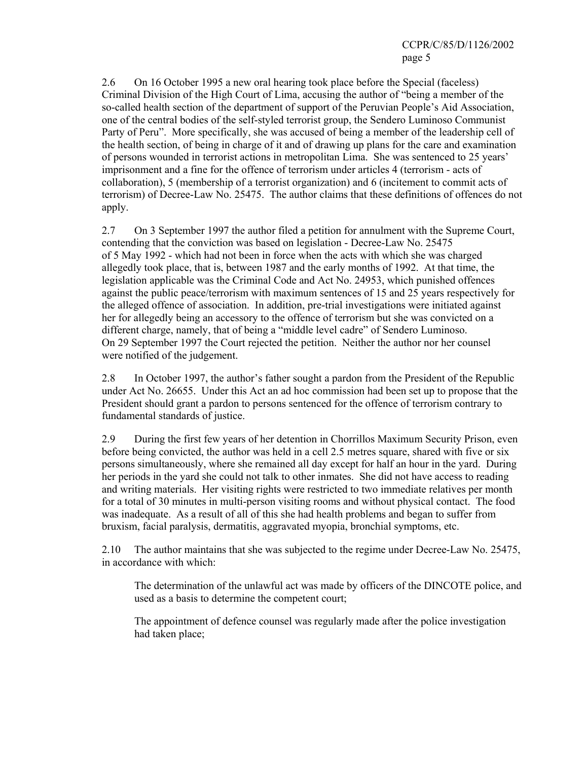2.6 On 16 October 1995 a new oral hearing took place before the Special (faceless) Criminal Division of the High Court of Lima, accusing the author of "being a member of the so-called health section of the department of support of the Peruvian People's Aid Association, one of the central bodies of the self-styled terrorist group, the Sendero Luminoso Communist Party of Peru". More specifically, she was accused of being a member of the leadership cell of the health section, of being in charge of it and of drawing up plans for the care and examination of persons wounded in terrorist actions in metropolitan Lima. She was sentenced to 25 years' imprisonment and a fine for the offence of terrorism under articles 4 (terrorism - acts of collaboration), 5 (membership of a terrorist organization) and 6 (incitement to commit acts of terrorism) of Decree-Law No. 25475. The author claims that these definitions of offences do not apply.

2.7 On 3 September 1997 the author filed a petition for annulment with the Supreme Court, contending that the conviction was based on legislation - Decree-Law No. 25475 of 5 May 1992 - which had not been in force when the acts with which she was charged allegedly took place, that is, between 1987 and the early months of 1992. At that time, the legislation applicable was the Criminal Code and Act No. 24953, which punished offences against the public peace/terrorism with maximum sentences of 15 and 25 years respectively for the alleged offence of association. In addition, pre-trial investigations were initiated against her for allegedly being an accessory to the offence of terrorism but she was convicted on a different charge, namely, that of being a "middle level cadre" of Sendero Luminoso. On 29 September 1997 the Court rejected the petition. Neither the author nor her counsel were notified of the judgement.

2.8 In October 1997, the author's father sought a pardon from the President of the Republic under Act No. 26655. Under this Act an ad hoc commission had been set up to propose that the President should grant a pardon to persons sentenced for the offence of terrorism contrary to fundamental standards of justice.

2.9 During the first few years of her detention in Chorrillos Maximum Security Prison, even before being convicted, the author was held in a cell 2.5 metres square, shared with five or six persons simultaneously, where she remained all day except for half an hour in the yard. During her periods in the yard she could not talk to other inmates. She did not have access to reading and writing materials. Her visiting rights were restricted to two immediate relatives per month for a total of 30 minutes in multi-person visiting rooms and without physical contact. The food was inadequate. As a result of all of this she had health problems and began to suffer from bruxism, facial paralysis, dermatitis, aggravated myopia, bronchial symptoms, etc.

2.10 The author maintains that she was subjected to the regime under Decree-Law No. 25475, in accordance with which:

> The determination of the unlawful act was made by officers of the DINCOTE police, and used as a basis to determine the competent court;
>
> The appointment of defence counsel was regularly made after the police investigation had taken place;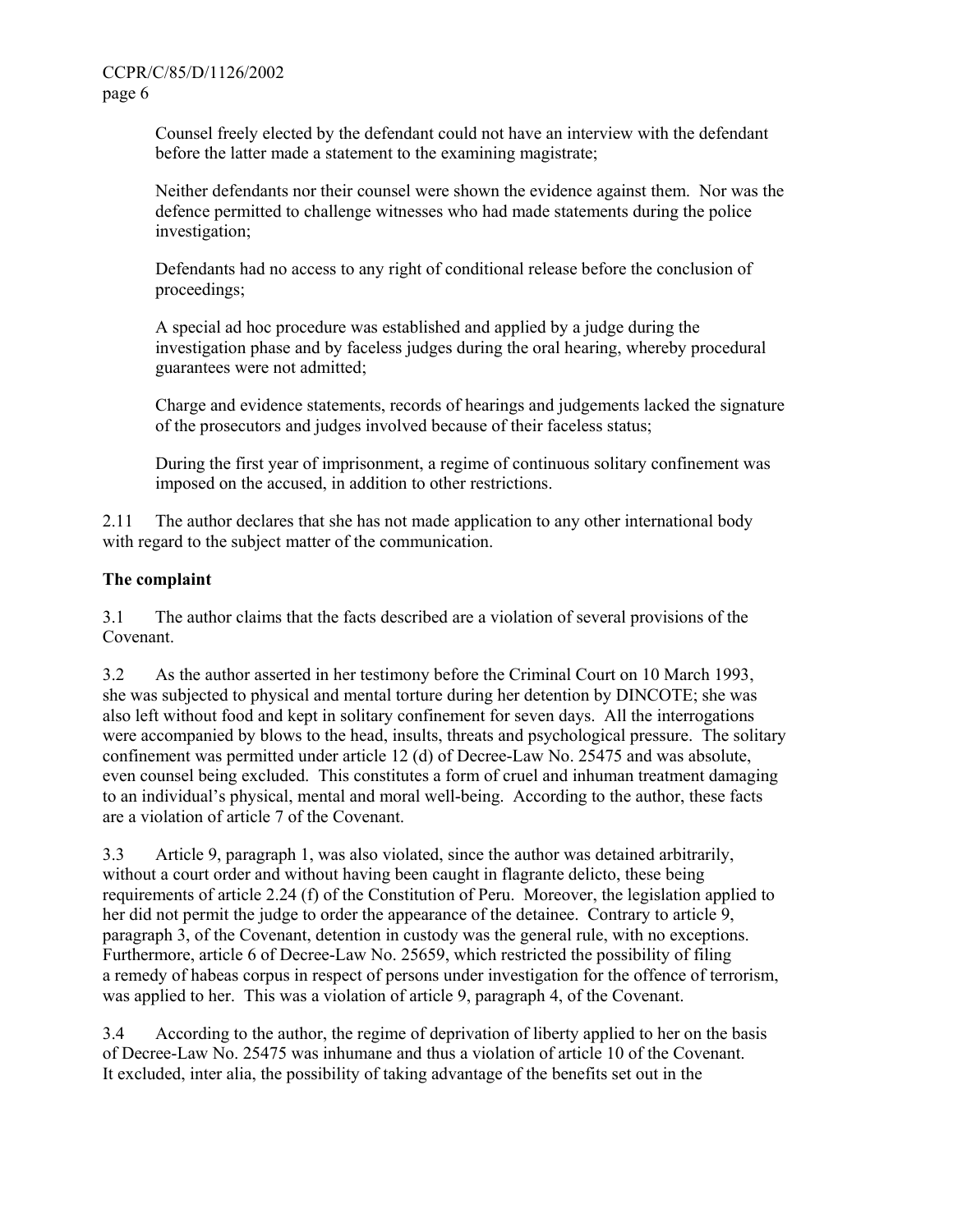Counsel freely elected by the defendant could not have an interview with the defendant before the latter made a statement to the examining magistrate;

Neither defendants nor their counsel were shown the evidence against them. Nor was the defence permitted to challenge witnesses who had made statements during the police investigation;

Defendants had no access to any right of conditional release before the conclusion of proceedings;

A special ad hoc procedure was established and applied by a judge during the investigation phase and by faceless judges during the oral hearing, whereby procedural guarantees were not admitted;

Charge and evidence statements, records of hearings and judgements lacked the signature of the prosecutors and judges involved because of their faceless status;

During the first year of imprisonment, a regime of continuous solitary confinement was imposed on the accused, in addition to other restrictions.

2.11 The author declares that she has not made application to any other international body with regard to the subject matter of the communication.

**The complaint**

3.1 The author claims that the facts described are a violation of several provisions of the Covenant.

3.2 As the author asserted in her testimony before the Criminal Court on 10 March 1993, she was subjected to physical and mental torture during her detention by DINCOTE; she was also left without food and kept in solitary confinement for seven days. All the interrogations were accompanied by blows to the head, insults, threats and psychological pressure. The solitary confinement was permitted under article 12 (d) of Decree-Law No. 25475 and was absolute, even counsel being excluded. This constitutes a form of cruel and inhuman treatment damaging to an individual's physical, mental and moral well-being. According to the author, these facts are a violation of article 7 of the Covenant.

3.3 Article 9, paragraph 1, was also violated, since the author was detained arbitrarily, without a court order and without having been caught in flagrante delicto, these being requirements of article 2.24 (f) of the Constitution of Peru. Moreover, the legislation applied to her did not permit the judge to order the appearance of the detainee. Contrary to article 9, paragraph 3, of the Covenant, detention in custody was the general rule, with no exceptions. Furthermore, article 6 of Decree-Law No. 25659, which restricted the possibility of filing a remedy of habeas corpus in respect of persons under investigation for the offence of terrorism, was applied to her. This was a violation of article 9, paragraph 4, of the Covenant.

3.4 According to the author, the regime of deprivation of liberty applied to her on the basis of Decree-Law No. 25475 was inhumane and thus a violation of article 10 of the Covenant. It excluded, inter alia, the possibility of taking advantage of the benefits set out in the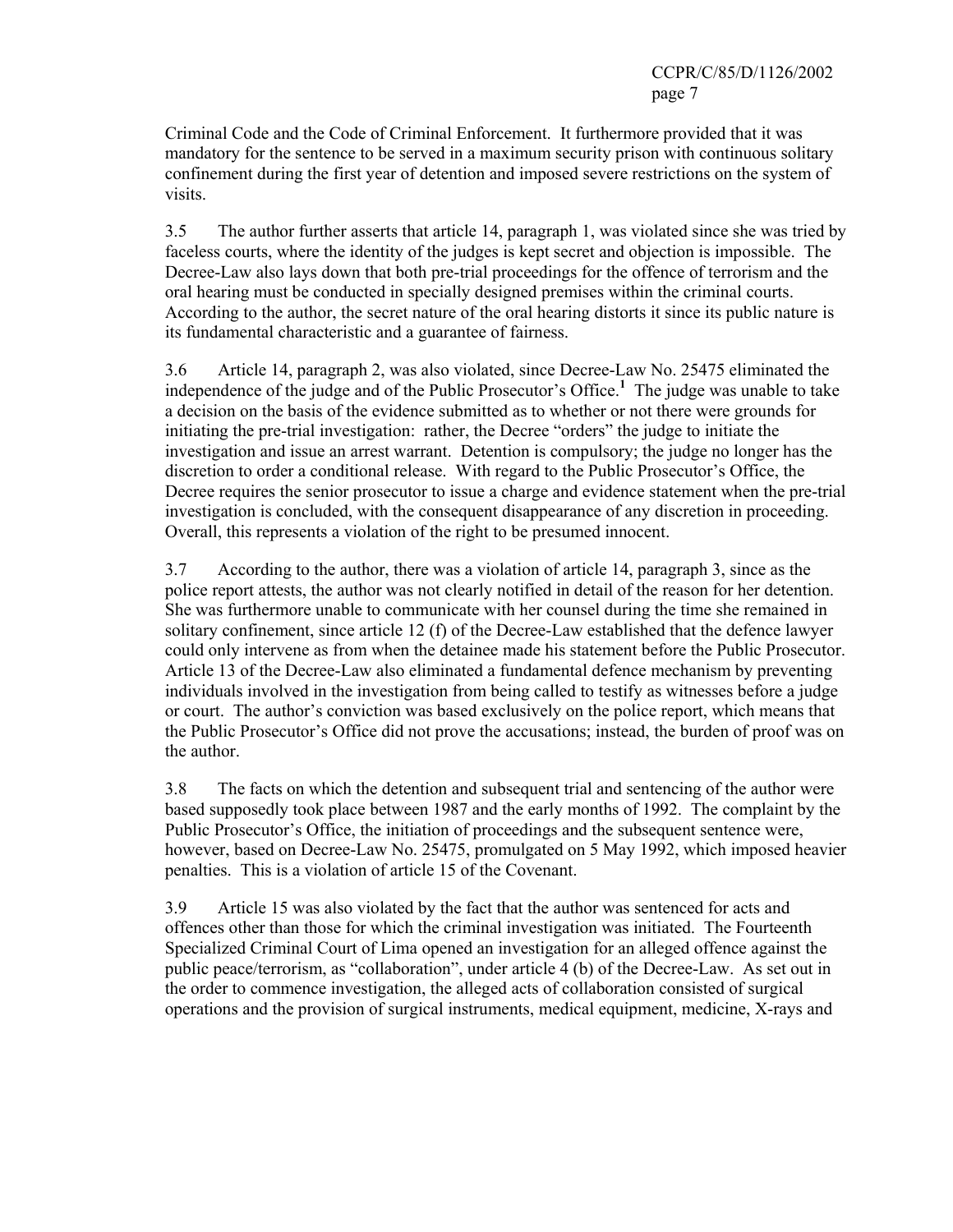Criminal Code and the Code of Criminal Enforcement. It furthermore provided that it was mandatory for the sentence to be served in a maximum security prison with continuous solitary confinement during the first year of detention and imposed severe restrictions on the system of visits.

3.5 The author further asserts that article 14, paragraph 1, was violated since she was tried by faceless courts, where the identity of the judges is kept secret and objection is impossible. The Decree-Law also lays down that both pre-trial proceedings for the offence of terrorism and the oral hearing must be conducted in specially designed premises within the criminal courts. According to the author, the secret nature of the oral hearing distorts it since its public nature is its fundamental characteristic and a guarantee of fairness.

3.6 Article 14, paragraph 2, was also violated, since Decree-Law No. 25475 eliminated the independence of the judge and of the Public Prosecutor's Office.[1] The judge was unable to take a decision on the basis of the evidence submitted as to whether or not there were grounds for initiating the pre-trial investigation: rather, the Decree "orders" the judge to initiate the investigation and issue an arrest warrant. Detention is compulsory; the judge no longer has the discretion to order a conditional release. With regard to the Public Prosecutor's Office, the Decree requires the senior prosecutor to issue a charge and evidence statement when the pre-trial investigation is concluded, with the consequent disappearance of any discretion in proceeding. Overall, this represents a violation of the right to be presumed innocent.

3.7 According to the author, there was a violation of article 14, paragraph 3, since as the police report attests, the author was not clearly notified in detail of the reason for her detention. She was furthermore unable to communicate with her counsel during the time she remained in solitary confinement, since article 12 (f) of the Decree-Law established that the defence lawyer could only intervene as from when the detainee made his statement before the Public Prosecutor. Article 13 of the Decree-Law also eliminated a fundamental defence mechanism by preventing individuals involved in the investigation from being called to testify as witnesses before a judge or court. The author's conviction was based exclusively on the police report, which means that the Public Prosecutor's Office did not prove the accusations; instead, the burden of proof was on the author.

3.8 The facts on which the detention and subsequent trial and sentencing of the author were based supposedly took place between 1987 and the early months of 1992. The complaint by the Public Prosecutor's Office, the initiation of proceedings and the subsequent sentence were, however, based on Decree-Law No. 25475, promulgated on 5 May 1992, which imposed heavier penalties. This is a violation of article 15 of the Covenant.

3.9 Article 15 was also violated by the fact that the author was sentenced for acts and offences other than those for which the criminal investigation was initiated. The Fourteenth Specialized Criminal Court of Lima opened an investigation for an alleged offence against the public peace/terrorism, as "collaboration", under article 4 (b) of the Decree-Law. As set out in the order to commence investigation, the alleged acts of collaboration consisted of surgical operations and the provision of surgical instruments, medical equipment, medicine, X-rays and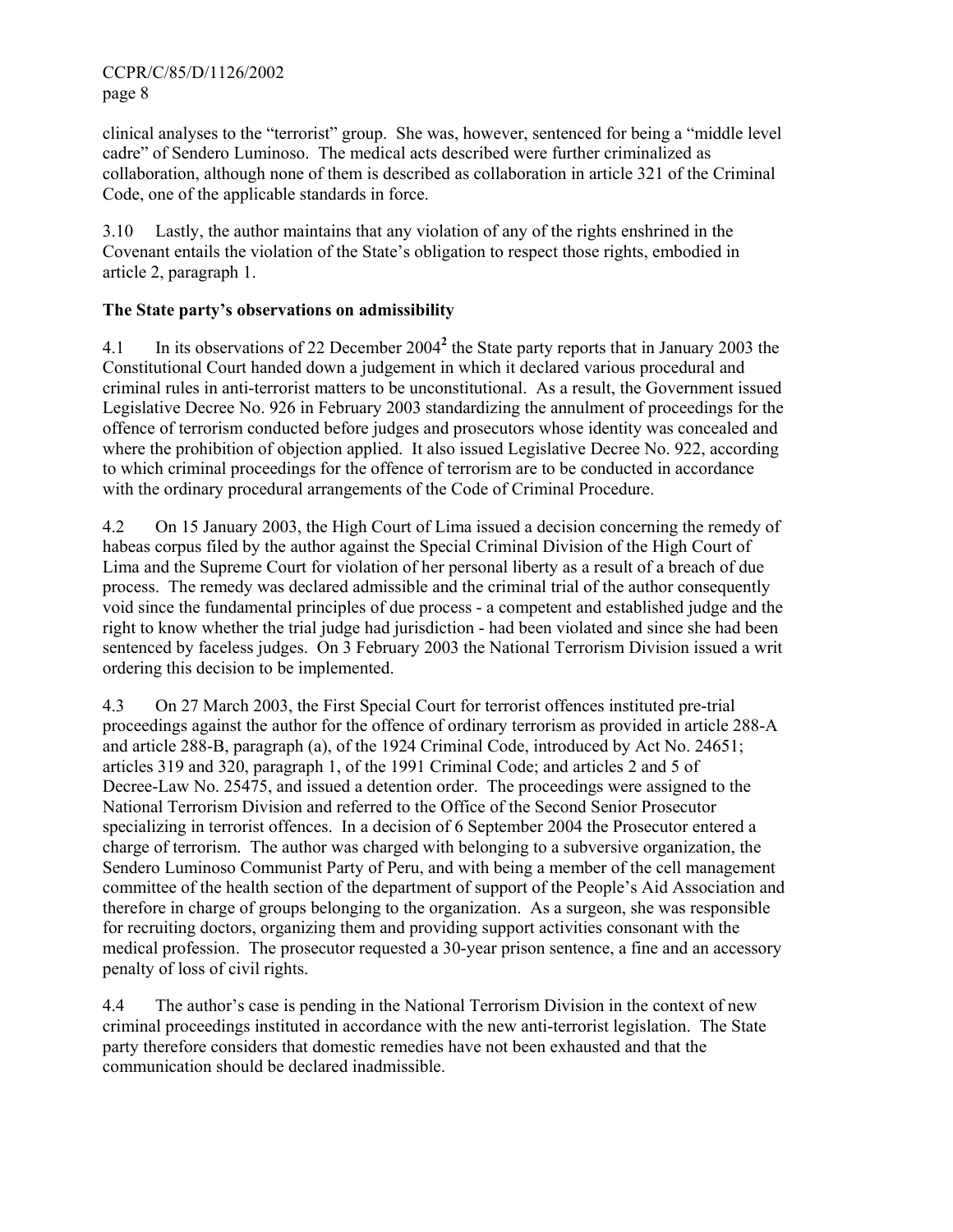clinical analyses to the "terrorist" group. She was, however, sentenced for being a "middle level cadre" of Sendero Luminoso. The medical acts described were further criminalized as collaboration, although none of them is described as collaboration in article 321 of the Criminal Code, one of the applicable standards in force.

3.10 Lastly, the author maintains that any violation of any of the rights enshrined in the Covenant entails the violation of the State's obligation to respect those rights, embodied in article 2, paragraph 1.

**The State party's observations on admissibility**

4.1 In its observations of 22 December 2004[2] the State party reports that in January 2003 the Constitutional Court handed down a judgement in which it declared various procedural and criminal rules in anti-terrorist matters to be unconstitutional. As a result, the Government issued Legislative Decree No. 926 in February 2003 standardizing the annulment of proceedings for the offence of terrorism conducted before judges and prosecutors whose identity was concealed and where the prohibition of objection applied. It also issued Legislative Decree No. 922, according to which criminal proceedings for the offence of terrorism are to be conducted in accordance with the ordinary procedural arrangements of the Code of Criminal Procedure.

4.2 On 15 January 2003, the High Court of Lima issued a decision concerning the remedy of habeas corpus filed by the author against the Special Criminal Division of the High Court of Lima and the Supreme Court for violation of her personal liberty as a result of a breach of due process. The remedy was declared admissible and the criminal trial of the author consequently void since the fundamental principles of due process - a competent and established judge and the right to know whether the trial judge had jurisdiction - had been violated and since she had been sentenced by faceless judges. On 3 February 2003 the National Terrorism Division issued a writ ordering this decision to be implemented.

4.3 On 27 March 2003, the First Special Court for terrorist offences instituted pre-trial proceedings against the author for the offence of ordinary terrorism as provided in article 288-A and article 288-B, paragraph (a), of the 1924 Criminal Code, introduced by Act No. 24651; articles 319 and 320, paragraph 1, of the 1991 Criminal Code; and articles 2 and 5 of Decree-Law No. 25475, and issued a detention order. The proceedings were assigned to the National Terrorism Division and referred to the Office of the Second Senior Prosecutor specializing in terrorist offences. In a decision of 6 September 2004 the Prosecutor entered a charge of terrorism. The author was charged with belonging to a subversive organization, the Sendero Luminoso Communist Party of Peru, and with being a member of the cell management committee of the health section of the department of support of the People's Aid Association and therefore in charge of groups belonging to the organization. As a surgeon, she was responsible for recruiting doctors, organizing them and providing support activities consonant with the medical profession. The prosecutor requested a 30-year prison sentence, a fine and an accessory penalty of loss of civil rights.

4.4 The author's case is pending in the National Terrorism Division in the context of new criminal proceedings instituted in accordance with the new anti-terrorist legislation. The State party therefore considers that domestic remedies have not been exhausted and that the communication should be declared inadmissible.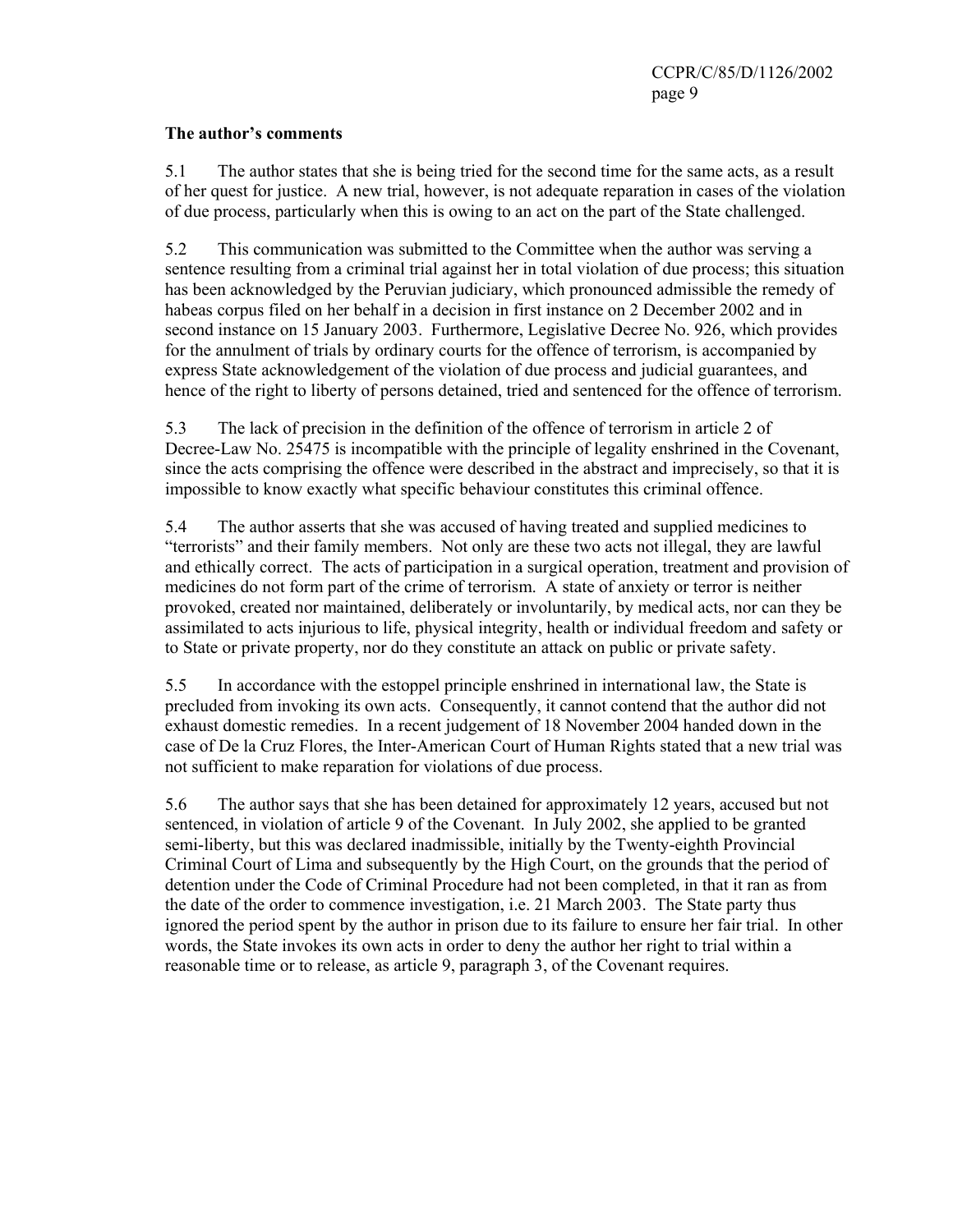**The author's comments**

5.1 The author states that she is being tried for the second time for the same acts, as a result of her quest for justice. A new trial, however, is not adequate reparation in cases of the violation of due process, particularly when this is owing to an act on the part of the State challenged.

5.2 This communication was submitted to the Committee when the author was serving a sentence resulting from a criminal trial against her in total violation of due process; this situation has been acknowledged by the Peruvian judiciary, which pronounced admissible the remedy of habeas corpus filed on her behalf in a decision in first instance on 2 December 2002 and in second instance on 15 January 2003. Furthermore, Legislative Decree No. 926, which provides for the annulment of trials by ordinary courts for the offence of terrorism, is accompanied by express State acknowledgement of the violation of due process and judicial guarantees, and hence of the right to liberty of persons detained, tried and sentenced for the offence of terrorism.

5.3 The lack of precision in the definition of the offence of terrorism in article 2 of Decree-Law No. 25475 is incompatible with the principle of legality enshrined in the Covenant, since the acts comprising the offence were described in the abstract and imprecisely, so that it is impossible to know exactly what specific behaviour constitutes this criminal offence.

5.4 The author asserts that she was accused of having treated and supplied medicines to "terrorists" and their family members. Not only are these two acts not illegal, they are lawful and ethically correct. The acts of participation in a surgical operation, treatment and provision of medicines do not form part of the crime of terrorism. A state of anxiety or terror is neither provoked, created nor maintained, deliberately or involuntarily, by medical acts, nor can they be assimilated to acts injurious to life, physical integrity, health or individual freedom and safety or to State or private property, nor do they constitute an attack on public or private safety.

5.5 In accordance with the estoppel principle enshrined in international law, the State is precluded from invoking its own acts. Consequently, it cannot contend that the author did not exhaust domestic remedies. In a recent judgement of 18 November 2004 handed down in the case of De la Cruz Flores, the Inter-American Court of Human Rights stated that a new trial was not sufficient to make reparation for violations of due process.

5.6 The author says that she has been detained for approximately 12 years, accused but not sentenced, in violation of article 9 of the Covenant. In July 2002, she applied to be granted semi-liberty, but this was declared inadmissible, initially by the Twenty-eighth Provincial Criminal Court of Lima and subsequently by the High Court, on the grounds that the period of detention under the Code of Criminal Procedure had not been completed, in that it ran as from the date of the order to commence investigation, i.e. 21 March 2003. The State party thus ignored the period spent by the author in prison due to its failure to ensure her fair trial. In other words, the State invokes its own acts in order to deny the author her right to trial within a reasonable time or to release, as article 9, paragraph 3, of the Covenant requires.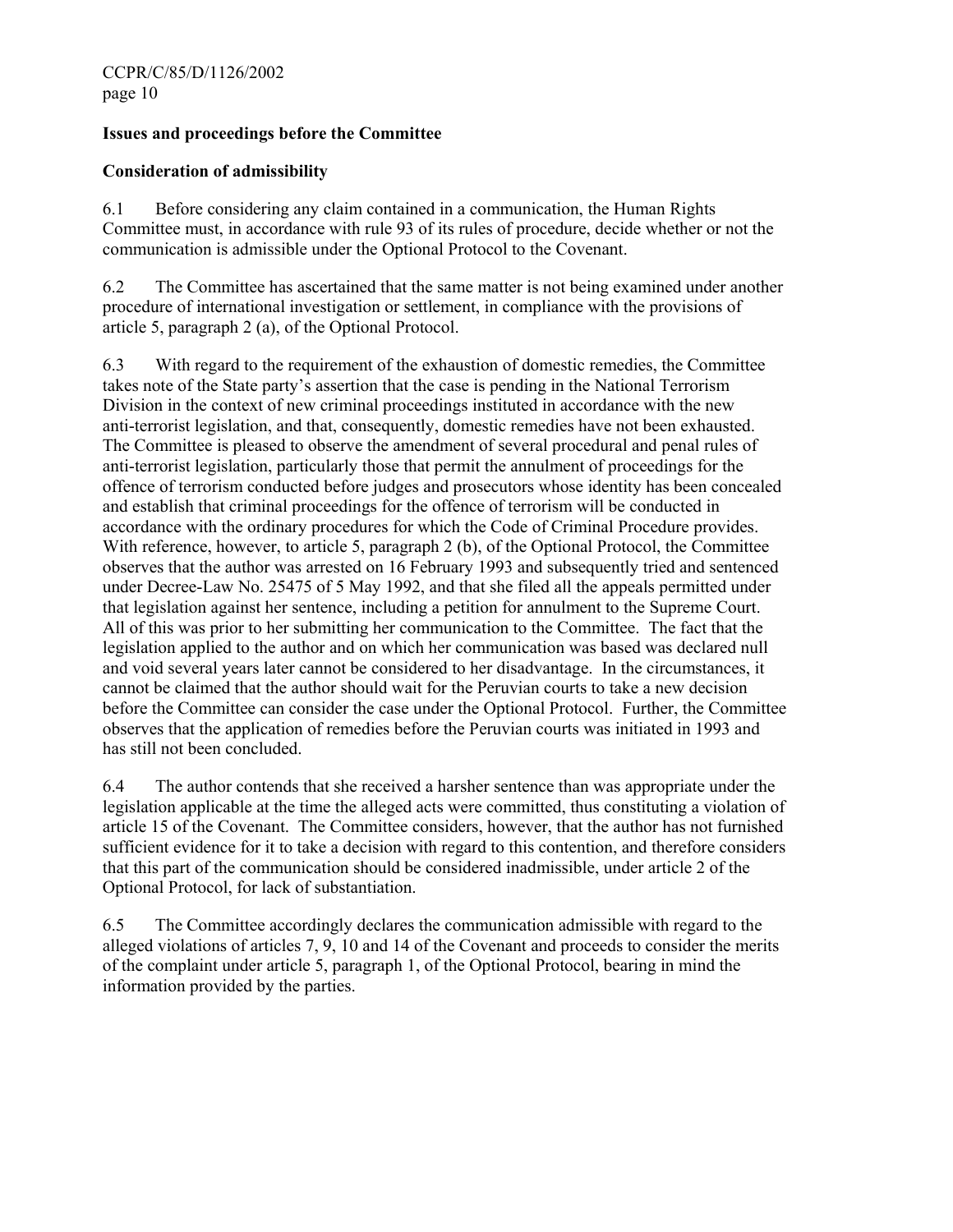**Issues and proceedings before the Committee**

**Consideration of admissibility**

6.1 Before considering any claim contained in a communication, the Human Rights Committee must, in accordance with rule 93 of its rules of procedure, decide whether or not the communication is admissible under the Optional Protocol to the Covenant.

6.2 The Committee has ascertained that the same matter is not being examined under another procedure of international investigation or settlement, in compliance with the provisions of article 5, paragraph 2 (a), of the Optional Protocol.

6.3 With regard to the requirement of the exhaustion of domestic remedies, the Committee takes note of the State party's assertion that the case is pending in the National Terrorism Division in the context of new criminal proceedings instituted in accordance with the new anti-terrorist legislation, and that, consequently, domestic remedies have not been exhausted. The Committee is pleased to observe the amendment of several procedural and penal rules of anti-terrorist legislation, particularly those that permit the annulment of proceedings for the offence of terrorism conducted before judges and prosecutors whose identity has been concealed and establish that criminal proceedings for the offence of terrorism will be conducted in accordance with the ordinary procedures for which the Code of Criminal Procedure provides. With reference, however, to article 5, paragraph 2 (b), of the Optional Protocol, the Committee observes that the author was arrested on 16 February 1993 and subsequently tried and sentenced under Decree-Law No. 25475 of 5 May 1992, and that she filed all the appeals permitted under that legislation against her sentence, including a petition for annulment to the Supreme Court. All of this was prior to her submitting her communication to the Committee. The fact that the legislation applied to the author and on which her communication was based was declared null and void several years later cannot be considered to her disadvantage. In the circumstances, it cannot be claimed that the author should wait for the Peruvian courts to take a new decision before the Committee can consider the case under the Optional Protocol. Further, the Committee observes that the application of remedies before the Peruvian courts was initiated in 1993 and has still not been concluded.

6.4 The author contends that she received a harsher sentence than was appropriate under the legislation applicable at the time the alleged acts were committed, thus constituting a violation of article 15 of the Covenant. The Committee considers, however, that the author has not furnished sufficient evidence for it to take a decision with regard to this contention, and therefore considers that this part of the communication should be considered inadmissible, under article 2 of the Optional Protocol, for lack of substantiation.

6.5 The Committee accordingly declares the communication admissible with regard to the alleged violations of articles 7, 9, 10 and 14 of the Covenant and proceeds to consider the merits of the complaint under article 5, paragraph 1, of the Optional Protocol, bearing in mind the information provided by the parties.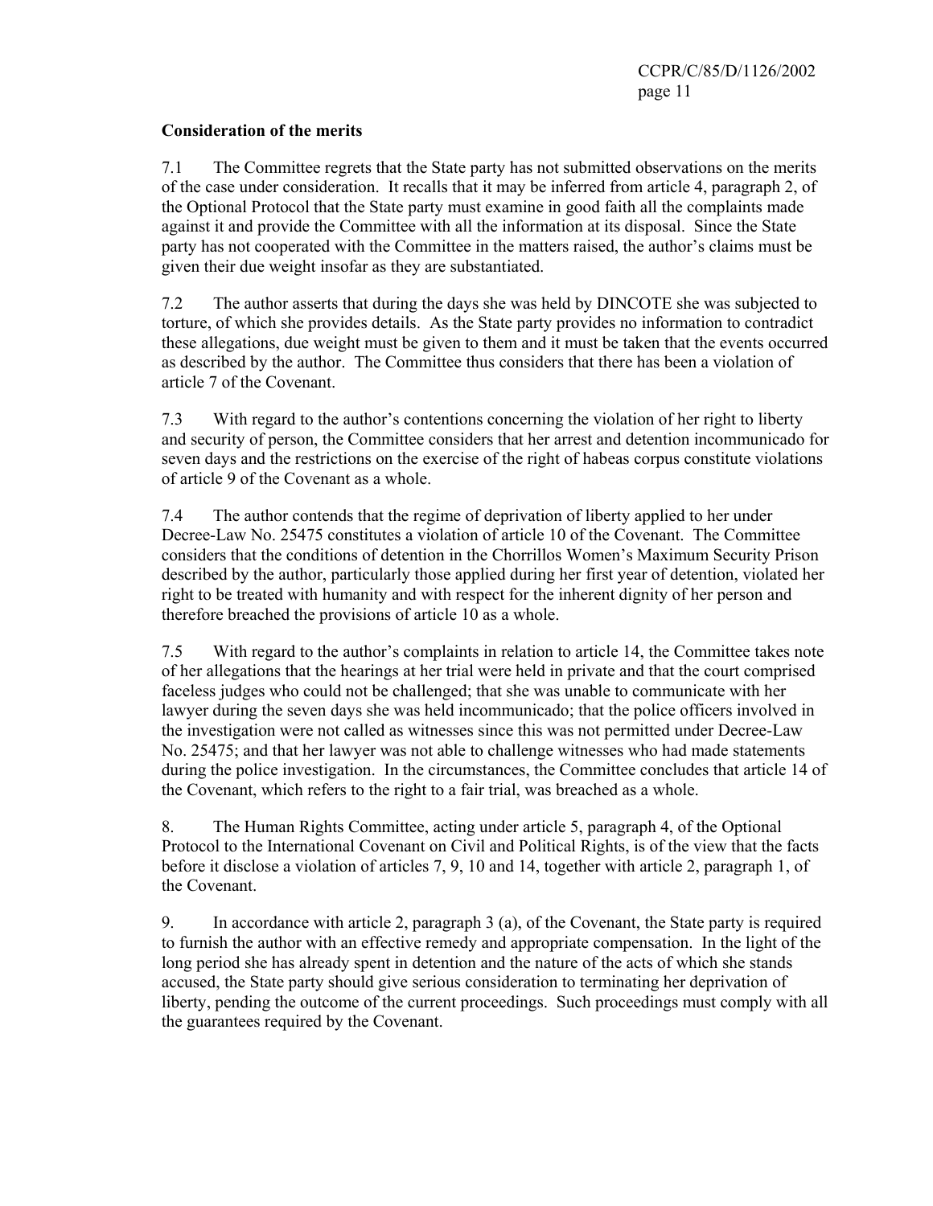**Consideration of the merits**

7.1 The Committee regrets that the State party has not submitted observations on the merits of the case under consideration. It recalls that it may be inferred from article 4, paragraph 2, of the Optional Protocol that the State party must examine in good faith all the complaints made against it and provide the Committee with all the information at its disposal. Since the State party has not cooperated with the Committee in the matters raised, the author's claims must be given their due weight insofar as they are substantiated.

7.2 The author asserts that during the days she was held by DINCOTE she was subjected to torture, of which she provides details. As the State party provides no information to contradict these allegations, due weight must be given to them and it must be taken that the events occurred as described by the author. The Committee thus considers that there has been a violation of article 7 of the Covenant.

7.3 With regard to the author's contentions concerning the violation of her right to liberty and security of person, the Committee considers that her arrest and detention incommunicado for seven days and the restrictions on the exercise of the right of habeas corpus constitute violations of article 9 of the Covenant as a whole.

7.4 The author contends that the regime of deprivation of liberty applied to her under Decree-Law No. 25475 constitutes a violation of article 10 of the Covenant. The Committee considers that the conditions of detention in the Chorrillos Women's Maximum Security Prison described by the author, particularly those applied during her first year of detention, violated her right to be treated with humanity and with respect for the inherent dignity of her person and therefore breached the provisions of article 10 as a whole.

7.5 With regard to the author's complaints in relation to article 14, the Committee takes note of her allegations that the hearings at her trial were held in private and that the court comprised faceless judges who could not be challenged; that she was unable to communicate with her lawyer during the seven days she was held incommunicado; that the police officers involved in the investigation were not called as witnesses since this was not permitted under Decree-Law No. 25475; and that her lawyer was not able to challenge witnesses who had made statements during the police investigation. In the circumstances, the Committee concludes that article 14 of the Covenant, which refers to the right to a fair trial, was breached as a whole.

8. The Human Rights Committee, acting under article 5, paragraph 4, of the Optional Protocol to the International Covenant on Civil and Political Rights, is of the view that the facts before it disclose a violation of articles 7, 9, 10 and 14, together with article 2, paragraph 1, of the Covenant.

9. In accordance with article 2, paragraph 3 (a), of the Covenant, the State party is required to furnish the author with an effective remedy and appropriate compensation. In the light of the long period she has already spent in detention and the nature of the acts of which she stands accused, the State party should give serious consideration to terminating her deprivation of liberty, pending the outcome of the current proceedings. Such proceedings must comply with all the guarantees required by the Covenant.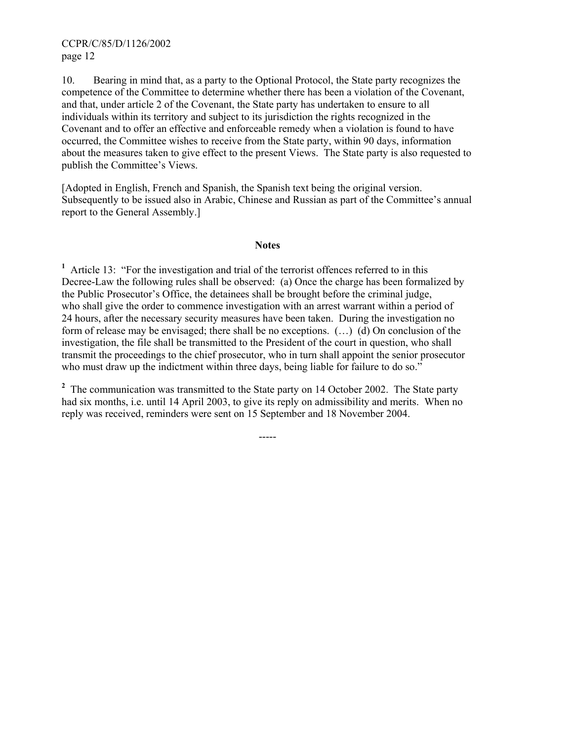10. Bearing in mind that, as a party to the Optional Protocol, the State party recognizes the competence of the Committee to determine whether there has been a violation of the Covenant, and that, under article 2 of the Covenant, the State party has undertaken to ensure to all individuals within its territory and subject to its jurisdiction the rights recognized in the Covenant and to offer an effective and enforceable remedy when a violation is found to have occurred, the Committee wishes to receive from the State party, within 90 days, information about the measures taken to give effect to the present Views. The State party is also requested to publish the Committee's Views.

[Adopted in English, French and Spanish, the Spanish text being the original version. Subsequently to be issued also in Arabic, Chinese and Russian as part of the Committee's annual report to the General Assembly.]

**Notes**

[1] Article 13: "For the investigation and trial of the terrorist offences referred to in this Decree-Law the following rules shall be observed: (a) Once the charge has been formalized by the Public Prosecutor's Office, the detainees shall be brought before the criminal judge, who shall give the order to commence investigation with an arrest warrant within a period of 24 hours, after the necessary security measures have been taken. During the investigation no form of release may be envisaged; there shall be no exceptions. (…) (d) On conclusion of the investigation, the file shall be transmitted to the President of the court in question, who shall transmit the proceedings to the chief prosecutor, who in turn shall appoint the senior prosecutor who must draw up the indictment within three days, being liable for failure to do so."

[2] The communication was transmitted to the State party on 14 October 2002. The State party had six months, i.e. until 14 April 2003, to give its reply on admissibility and merits. When no reply was received, reminders were sent on 15 September and 18 November 2004.

-----